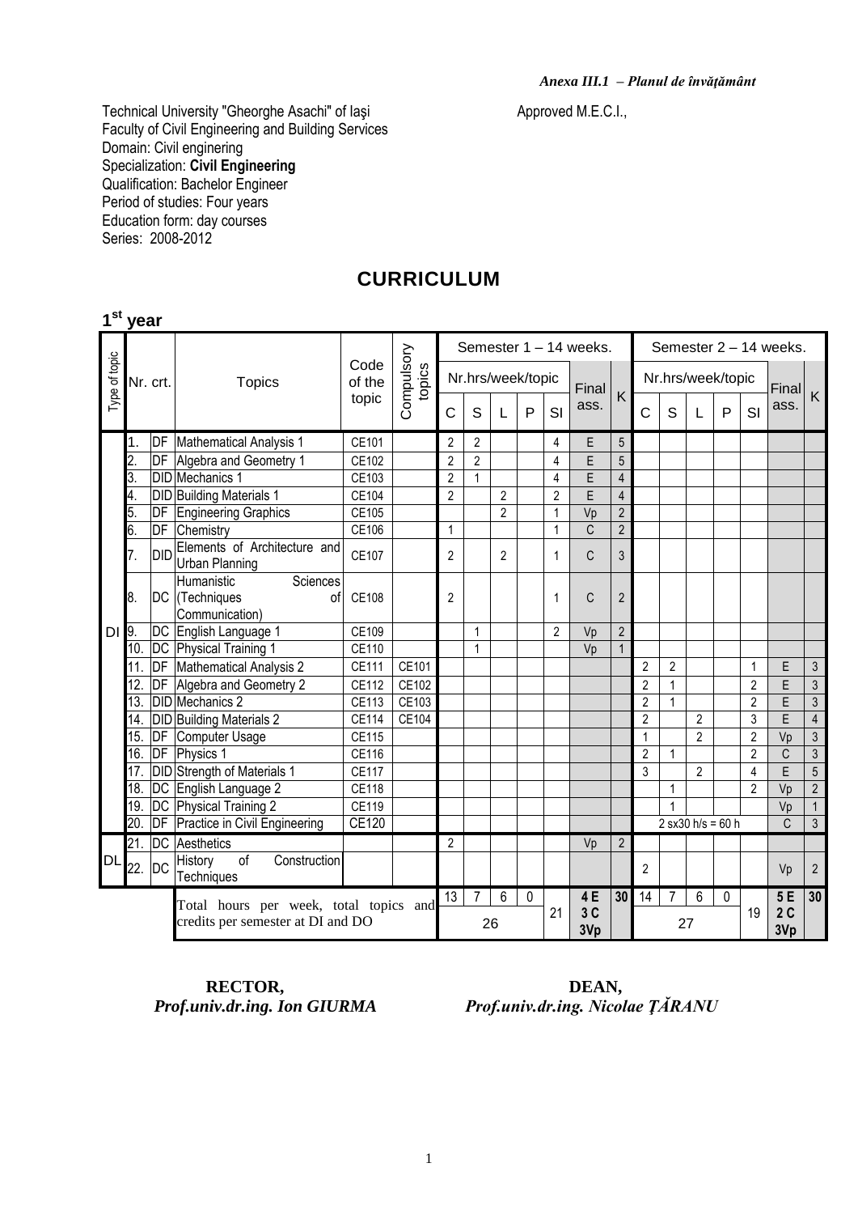*Anexa III.1 – Planul de învăţământ*

Technical University "Gheorghe Asachi" of Iaşi
Faculty of Civil Engineering and Building Services
Domain: Civil enginering
Specialization: **Civil Engineering**
Qualification: Bachelor Engineer
Period of studies: Four years
Education form: day courses
Series: 2008-2012

Approved M.E.C.I.,

# CURRICULUM

## 1st year

| Type of topic | Nr. crt. | | Topics | Code of the topic | Compulsory topics | Semester 1 – 14 weeks. | | | | | | | Semester 2 – 14 weeks. | | | | | | |
|---|---|---|---|---|---|---|---|---|---|---|---|---|---|---|---|---|---|---|---|
| | | | | | | Nr.hrs/week/topic | | | | | Final ass. | K | Nr.hrs/week/topic | | | | | Final ass. | K |
| | | | | | | C | S | L | P | SI | | | C | S | L | P | SI | | |
| DI | 1. | DF | Mathematical Analysis 1 | CE101 | | 2 | 2 | | | 4 | E | 5 | | | | | | | |
| | 2. | DF | Algebra and Geometry 1 | CE102 | | 2 | 2 | | | 4 | E | 5 | | | | | | | |
| | 3. | DID | Mechanics 1 | CE103 | | 2 | 1 | | | 4 | E | 4 | | | | | | | |
| | 4. | DID | Building Materials 1 | CE104 | | 2 | | 2 | | 2 | E | 4 | | | | | | | |
| | 5. | DF | Engineering Graphics | CE105 | | | | 2 | | 1 | Vp | 2 | | | | | | | |
| | 6. | DF | Chemistry | CE106 | | 1 | | | | 1 | C | 2 | | | | | | | |
| | 7. | DID | Elements of Architecture and Urban Planning | CE107 | | 2 | | 2 | | 1 | C | 3 | | | | | | | |
| | 8. | DC | Humanistic Sciences (Techniques of Communication) | CE108 | | 2 | | | | 1 | C | 2 | | | | | | | |
| | 9. | DC | English Language 1 | CE109 | | | 1 | | | 2 | Vp | 2 | | | | | | | |
| | 10. | DC | Physical Training 1 | CE110 | | | 1 | | | | Vp | 1 | | | | | | | |
| | 11. | DF | Mathematical Analysis 2 | CE111 | CE101 | | | | | | | | 2 | 2 | | | 1 | E | 3 |
| | 12. | DF | Algebra and Geometry 2 | CE112 | CE102 | | | | | | | | 2 | 1 | | | 2 | E | 3 |
| | 13. | DID | Mechanics 2 | CE113 | CE103 | | | | | | | | 2 | 1 | | | 2 | E | 3 |
| | 14. | DID | Building Materials 2 | CE114 | CE104 | | | | | | | | 2 | | 2 | | 3 | E | 4 |
| | 15. | DF | Computer Usage | CE115 | | | | | | | | | 1 | | 2 | | 2 | Vp | 3 |
| | 16. | DF | Physics 1 | CE116 | | | | | | | | | 2 | 1 | | | 2 | C | 3 |
| | 17. | DID | Strength of Materials 1 | CE117 | | | | | | | | | 3 | | 2 | | 4 | E | 5 |
| | 18. | DC | English Language 2 | CE118 | | | | | | | | | | 1 | | | 2 | Vp | 2 |
| | 19. | DC | Physical Training 2 | CE119 | | | | | | | | | | 1 | | | | Vp | 1 |
| | 20. | DF | Practice in Civil Engineering | CE120 | | | | | | | | | 2 sx30 h/s = 60 h | | | | | C | 3 |
| DL | 21. | DC | Aesthetics | | | 2 | | | | | Vp | 2 | | | | | | | |
| | 22. | DC | History of Construction Techniques | | | | | | | | | | 2 | | | | | Vp | 2 |
| | | | Total hours per week, total topics and credits per semester at DI and DO | | | 13 | 7 | 6 | 0 | 21 | 4 E 3 C 3Vp | 30 | 14 | 7 | 6 | 0 | 19 | 5 E 2 C 3Vp | 30 |
| | | | | | | 26 | | | | | | | 27 | | | | | | |

**RECTOR,**
***Prof.univ.dr.ing. Ion GIURMA***

**DEAN,**
***Prof.univ.dr.ing. Nicolae ŢĂRANU***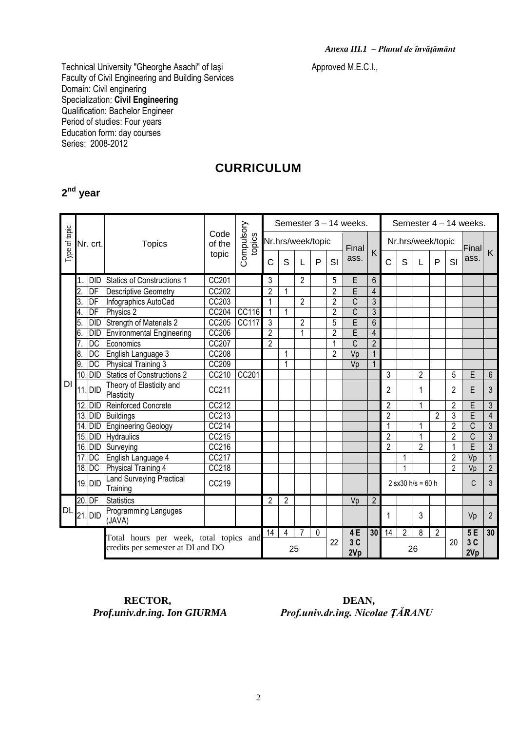*Anexa III.1 – Planul de învăţământ*

Technical University "Gheorghe Asachi" of Iaşi
Faculty of Civil Engineering and Building Services
Domain: Civil enginering
Specialization: **Civil Engineering**
Qualification: Bachelor Engineer
Period of studies: Four years
Education form: day courses
Series: 2008-2012

Approved M.E.C.I.,

# CURRICULUM

## 2nd year

| Type of topic | Nr. crt. | | Topics | Code of the topic | Compulsory topics | Semester 3 – 14 weeks. | | | | | | | Semester 4 – 14 weeks. | | | | | | |
|---|---|---|---|---|---|---|---|---|---|---|---|---|---|---|---|---|---|---|---|
| | | | | | | Nr.hrs/week/topic | | | | | Final ass. | K | Nr.hrs/week/topic | | | | | Final ass. | K |
| | | | | | | C | S | L | P | SI | | | C | S | L | P | SI | | |
| DI | 1. | DID | Statics of Constructions 1 | CC201 | | 3 | | 2 | | 5 | E | 6 | | | | | | | |
| DI | 2. | DF | Descriptive Geometry | CC202 | | 2 | 1 | | | 2 | E | 4 | | | | | | | |
| DI | 3. | DF | Infographics AutoCad | CC203 | | 1 | | 2 | | 2 | C | 3 | | | | | | | |
| DI | 4. | DF | Physics 2 | CC204 | CC116 | 1 | 1 | | | 2 | C | 3 | | | | | | | |
| DI | 5. | DID | Strength of Materials 2 | CC205 | CC117 | 3 | | 2 | | 5 | E | 6 | | | | | | | |
| DI | 6. | DID | Environmental Engineering | CC206 | | 2 | | 1 | | 2 | E | 4 | | | | | | | |
| DI | 7. | DC | Economics | CC207 | | 2 | | | | 1 | C | 2 | | | | | | | |
| DI | 8. | DC | English Language 3 | CC208 | | | 1 | | | 2 | Vp | 1 | | | | | | | |
| DI | 9. | DC | Physical Training 3 | CC209 | | | 1 | | | | Vp | 1 | | | | | | | |
| DI | 10. | DID | Statics of Constructions 2 | CC210 | CC201 | | | | | | | | 3 | | 2 | | 5 | E | 6 |
| DI | 11. | DID | Theory of Elasticity and Plasticity | CC211 | | | | | | | | | 2 | | 1 | | 2 | E | 3 |
| DI | 12. | DID | Reinforced Concrete | CC212 | | | | | | | | | 2 | | 1 | | 2 | E | 3 |
| DI | 13. | DID | Buildings | CC213 | | | | | | | | | 2 | | | 2 | 3 | E | 4 |
| DI | 14. | DID | Engineering Geology | CC214 | | | | | | | | | 1 | | 1 | | 2 | C | 3 |
| DI | 15. | DID | Hydraulics | CC215 | | | | | | | | | 2 | | 1 | | 2 | C | 3 |
| DI | 16. | DID | Surveying | CC216 | | | | | | | | | 2 | | 2 | | 1 | E | 3 |
| DI | 17. | DC | English Language 4 | CC217 | | | | | | | | | | 1 | | | 2 | Vp | 1 |
| DI | 18. | DC | Physical Training 4 | CC218 | | | | | | | | | | 1 | | | 2 | Vp | 2 |
| DI | 19. | DID | Land Surveying Practical Training | CC219 | | | | | | | | | 2 sx30 h/s = 60 h | | | | | C | 3 |
| DL | 20. | DF | Statistics | | | 2 | 2 | | | | Vp | 2 | | | | | | | |
| DL | 21. | DID | Programming Languges (JAVA) | | | | | | | | | | 1 | | 3 | | | Vp | 2 |
| | | | Total hours per week, total topics and credits per semester at DI and DO | | | 14 | 4 | 7 | 0 | 22 | 4 E 3 C 2Vp | 30 | 14 | 2 | 8 | 2 | 20 | 5 E 3 C 2Vp | 30 |
| | | | | | | 25 | | | | | | | 26 | | | | | | |

**RECTOR,**
***Prof.univ.dr.ing. Ion GIURMA***

**DEAN,**
***Prof.univ.dr.ing. Nicolae ŢĂRANU***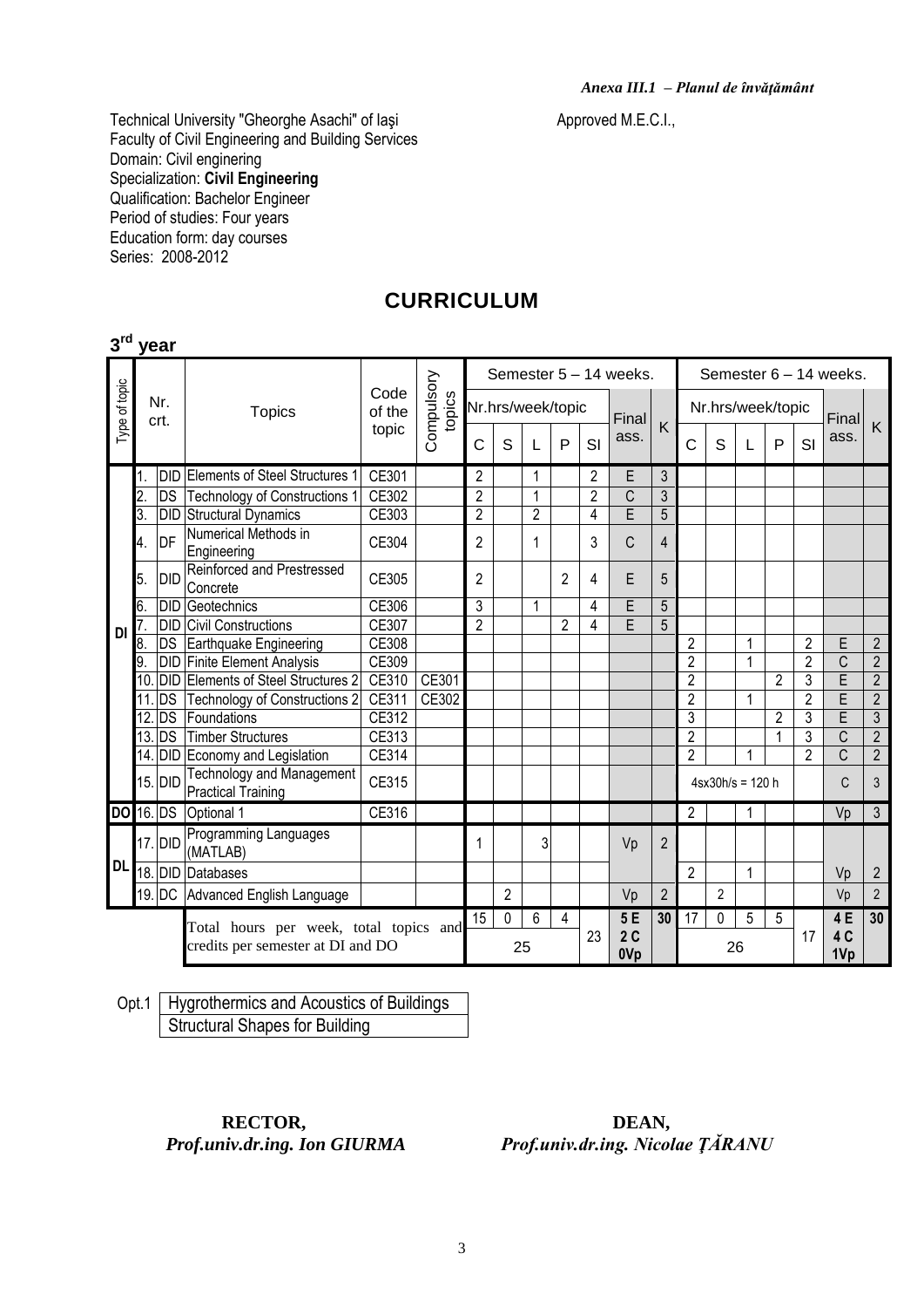*Anexa III.1 – Planul de învăţământ*

Technical University "Gheorghe Asachi" of Iaşi
Faculty of Civil Engineering and Building Services
Domain: Civil enginering
Specialization: **Civil Engineering**
Qualification: Bachelor Engineer
Period of studies: Four years
Education form: day courses
Series: 2008-2012

Approved M.E.C.I.,

# CURRICULUM

## 3rd year

| Type of topic | Nr. crt. | | Topics | Code of the topic | Compulsory topics | Semester 5 – 14 weeks. | | | | | | | Semester 6 – 14 weeks. | | | | | | |
|---|---|---|---|---|---|---|---|---|---|---|---|---|---|---|---|---|---|---|---|
| | | | | | | Nr.hrs/week/topic | | | | | Final ass. | K | Nr.hrs/week/topic | | | | | Final ass. | K |
| | | | | | | C | S | L | P | SI | | | C | S | L | P | SI | | |
| DI | 1. | DID | Elements of Steel Structures 1 | CE301 | | 2 | | 1 | | 2 | E | 3 | | | | | | | |
| DI | 2. | DS | Technology of Constructions 1 | CE302 | | 2 | | 1 | | 2 | C | 3 | | | | | | | |
| DI | 3. | DID | Structural Dynamics | CE303 | | 2 | | 2 | | 4 | E | 5 | | | | | | | |
| DI | 4. | DF | Numerical Methods in Engineering | CE304 | | 2 | | 1 | | 3 | C | 4 | | | | | | | |
| DI | 5. | DID | Reinforced and Prestressed Concrete | CE305 | | 2 | | | 2 | 4 | E | 5 | | | | | | | |
| DI | 6. | DID | Geotechnics | CE306 | | 3 | | 1 | | 4 | E | 5 | | | | | | | |
| DI | 7. | DID | Civil Constructions | CE307 | | 2 | | | 2 | 4 | E | 5 | | | | | | | |
| DI | 8. | DS | Earthquake Engineering | CE308 | | | | | | | | | 2 | | 1 | | 2 | E | 2 |
| DI | 9. | DID | Finite Element Analysis | CE309 | | | | | | | | | 2 | | 1 | | 2 | C | 2 |
| DI | 10. | DID | Elements of Steel Structures 2 | CE310 | CE301 | | | | | | | | 2 | | | 2 | 3 | E | 2 |
| DI | 11. | DS | Technology of Constructions 2 | CE311 | CE302 | | | | | | | | 2 | | 1 | | 2 | E | 2 |
| DI | 12. | DS | Foundations | CE312 | | | | | | | | | 3 | | | 2 | 3 | E | 3 |
| DI | 13. | DS | Timber Structures | CE313 | | | | | | | | | 2 | | | 1 | 3 | C | 2 |
| DI | 14. | DID | Economy and Legislation | CE314 | | | | | | | | | 2 | | 1 | | 2 | C | 2 |
| DI | 15. | DID | Technology and Management Practical Training | CE315 | | | | | | | | | 4sx30h/s = 120 h | | | | | C | 3 |
| DO | 16. | DS | Optional 1 | CE316 | | | | | | | | | 2 | | 1 | | | Vp | 3 |
| DL | 17. | DID | Programming Languages (MATLAB) | | | 1 | | 3 | | | Vp | 2 | | | | | | | |
| DL | 18. | DID | Databases | | | | | | | | | | 2 | | 1 | | | Vp | 2 |
| DL | 19. | DC | Advanced English Language | | | | 2 | | | | Vp | 2 | | 2 | | | | Vp | 2 |
| | | | Total hours per week, total topics and credits per semester at DI and DO | | | 15 | 0 | 6 | 4 | 23 | 5 E 2 C 0Vp | 30 | 17 | 0 | 5 | 5 | 17 | 4 E 4 C 1Vp | 30 |
| | | | | | | 25 | | | | | | | 26 | | | | | | |

| Opt.1 | Hygrothermics and Acoustics of Buildings |
|---|---|
| | Structural Shapes for Building |

**RECTOR,**
***Prof.univ.dr.ing. Ion GIURMA***

**DEAN,**
***Prof.univ.dr.ing. Nicolae ŢĂRANU***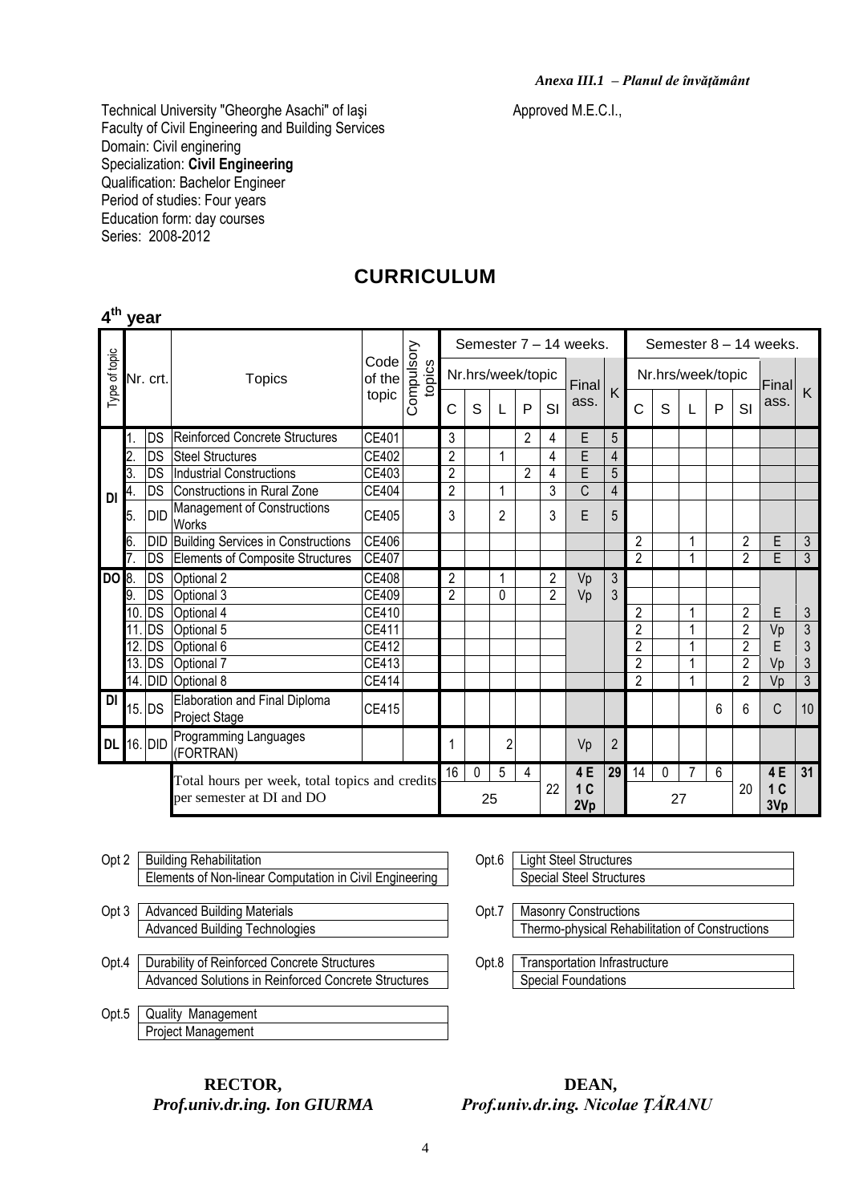*Anexa III.1 – Planul de învăţământ*

Technical University "Gheorghe Asachi" of Iaşi
Faculty of Civil Engineering and Building Services
Domain: Civil enginering
Specialization: **Civil Engineering**
Qualification: Bachelor Engineer
Period of studies: Four years
Education form: day courses
Series: 2008-2012

Approved M.E.C.I.,

# CURRICULUM

## 4th year

| Type of topic | Nr. crt. | | Topics | Code of the topic | Compulsory topics | Semester 7 – 14 weeks. | | | | | | | Semester 8 – 14 weeks. | | | | | | |
|---|---|---|---|---|---|---|---|---|---|---|---|---|---|---|---|---|---|---|---|
| | | | | | | Nr.hrs/week/topic | | | | | Final ass. | K | Nr.hrs/week/topic | | | | | Final ass. | K |
| | | | | | | C | S | L | P | SI | | | C | S | L | P | SI | | |
| DI | 1. | DS | Reinforced Concrete Structures | CE401 | | 3 | | | 2 | 4 | E | 5 | | | | | | | |
| | 2. | DS | Steel Structures | CE402 | | 2 | | 1 | | 4 | E | 4 | | | | | | | |
| | 3. | DS | Industrial Constructions | CE403 | | 2 | | | 2 | 4 | E | 5 | | | | | | | |
| | 4. | DS | Constructions in Rural Zone | CE404 | | 2 | | 1 | | 3 | C | 4 | | | | | | | |
| | 5. | DID | Management of Constructions Works | CE405 | | 3 | | 2 | | 3 | E | 5 | | | | | | | |
| | 6. | DID | Building Services in Constructions | CE406 | | | | | | | | | 2 | | 1 | | 2 | E | 3 |
| | 7. | DS | Elements of Composite Structures | CE407 | | | | | | | | | 2 | | 1 | | 2 | E | 3 |
| DO | 8. | DS | Optional 2 | CE408 | | 2 | | 1 | | 2 | Vp | 3 | | | | | | | |
| | 9. | DS | Optional 3 | CE409 | | 2 | | 0 | | 2 | Vp | 3 | | | | | | | |
| | 10. | DS | Optional 4 | CE410 | | | | | | | | | 2 | | 1 | | 2 | E | 3 |
| | 11. | DS | Optional 5 | CE411 | | | | | | | | | 2 | | 1 | | 2 | Vp | 3 |
| | 12. | DS | Optional 6 | CE412 | | | | | | | | | 2 | | 1 | | 2 | E | 3 |
| | 13. | DS | Optional 7 | CE413 | | | | | | | | | 2 | | 1 | | 2 | Vp | 3 |
| | 14. | DID | Optional 8 | CE414 | | | | | | | | | 2 | | 1 | | 2 | Vp | 3 |
| DI | 15. | DS | Elaboration and Final Diploma Project Stage | CE415 | | | | | | | | | | | | 6 | 6 | C | 10 |
| DL | 16. | DID | Programming Languages (FORTRAN) | | | 1 | | 2 | | | Vp | 2 | | | | | | | |
| | | | Total hours per week, total topics and credits per semester at DI and DO | | | 16 | 0 | 5 | 4 | 22 | 4 E 1 C 2Vp | 29 | 14 | 0 | 7 | 6 | 20 | 4 E 1 C 3Vp | 31 |
| | | | | | | 25 | | | | | | | 27 | | | | | | |

| | |
|---|---|
| Opt 2 | Building Rehabilitation |
| | Elements of Non-linear Computation in Civil Engineering |
| Opt 3 | Advanced Building Materials |
| | Advanced Building Technologies |
| Opt.4 | Durability of Reinforced Concrete Structures |
| | Advanced Solutions in Reinforced Concrete Structures |
| Opt.5 | Quality Management |
| | Project Management |
| Opt.6 | Light Steel Structures |
| | Special Steel Structures |
| Opt.7 | Masonry Constructions |
| | Thermo-physical Rehabilitation of Constructions |
| Opt.8 | Transportation Infrastructure |
| | Special Foundations |

**RECTOR,**
***Prof.univ.dr.ing. Ion GIURMA***

**DEAN,**
***Prof.univ.dr.ing. Nicolae ŢĂRANU***